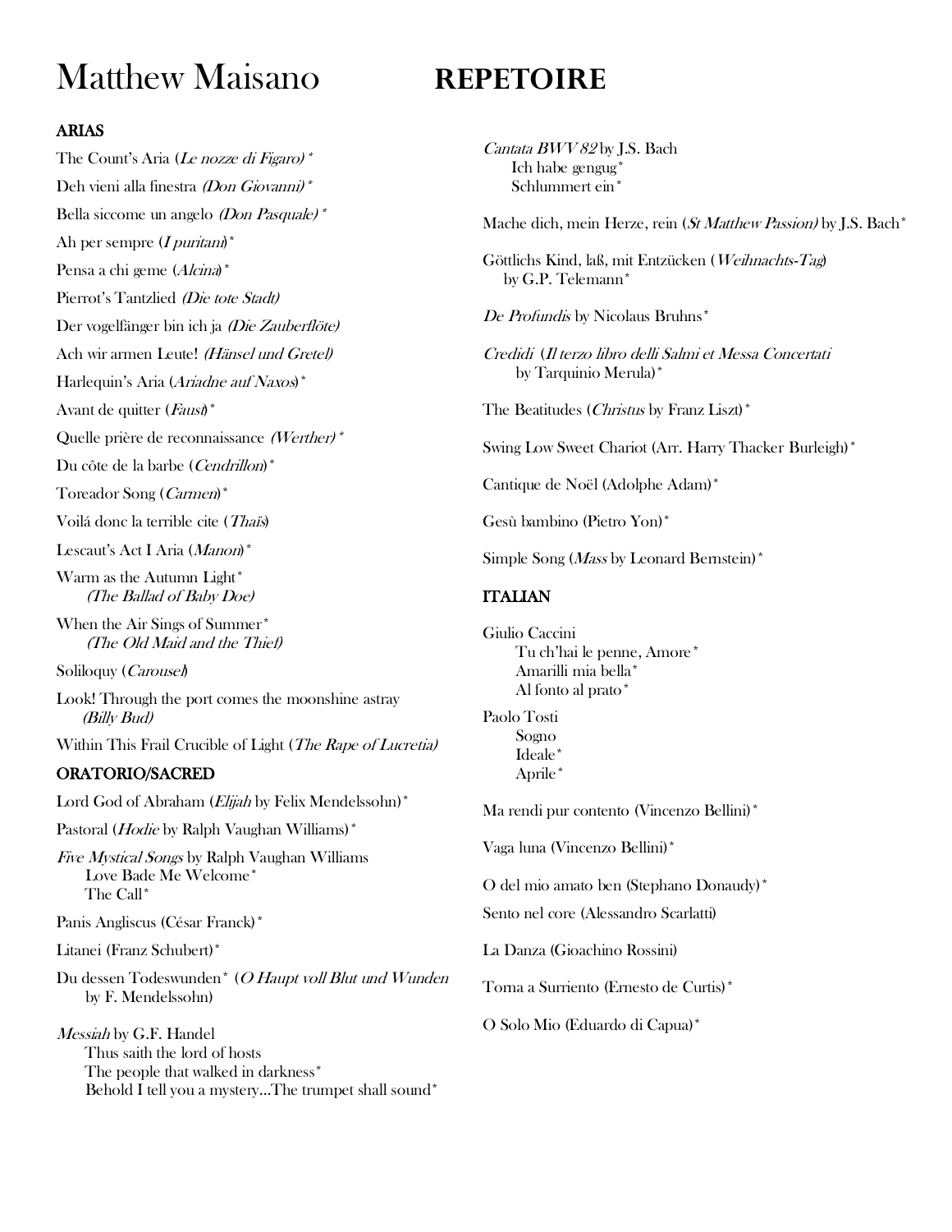# Matthew Maisano **REPETOIRE**

## ARIAS

The Count's Aria (*Le nozze di Figaro)* *

Deh vieni alla finestra *(Don Giovanni)* *

Bella siccome un angelo *(Don Pasquale)* *

Ah per sempre (*I puritani*)*

Pensa a chi geme (*Alcina*)*

Pierrot's Tantzlied *(Die tote Stadt)*

Der vogelfänger bin ich ja *(Die Zauberflöte)*

Ach wir armen Leute! *(Hänsel und Gretel)*

Harlequin's Aria (*Ariadne auf Naxos*)*

Avant de quitter (*Faust*)*

Quelle prière de reconnaissance *(Werther)* *

Du côte de la barbe (*Cendrillon*)*

Toreador Song (*Carmen*)*

Voilá donc la terrible cite (*Thaïs*)

Lescaut's Act I Aria (*Manon*)*

Warm as the Autumn Light*
*(The Ballad of Baby Doe)*

When the Air Sings of Summer*
*(The Old Maid and the Thief)*

Soliloquy (*Carousel*)

Look! Through the port comes the moonshine astray
*(Billy Bud)*

Within This Frail Crucible of Light (*The Rape of Lucretia)*

## ORATORIO/SACRED

Lord God of Abraham (*Elijah* by Felix Mendelssohn)*

Pastoral (*Hodie* by Ralph Vaughan Williams)*

*Five Mystical Songs* by Ralph Vaughan Williams
- Love Bade Me Welcome*
- The Call*

Panis Angliscus (César Franck)*

Litanei (Franz Schubert)*

Du dessen Todeswunden* (*O Haupt voll Blut und Wunden* by F. Mendelssohn)

*Messiah* by G.F. Handel
- Thus saith the lord of hosts
- The people that walked in darkness*
- Behold I tell you a mystery...The trumpet shall sound*

*Cantata BWV 82* by J.S. Bach
- Ich habe gengug*
- Schlummert ein*

Mache dich, mein Herze, rein (*St Matthew Passion)* by J.S. Bach*

Göttlichs Kind, laß, mit Entzücken (*Weihnachts-Tag*) by G.P. Telemann*

*De Profundis* by Nicolaus Bruhns*

*Credidi* (*Il terzo libro delli Salmi et Messa Concertati* by Tarquinio Merula)*

The Beatitudes (*Christus* by Franz Liszt)*

Swing Low Sweet Chariot (Arr. Harry Thacker Burleigh)*

Cantique de Noël (Adolphe Adam)*

Gesù bambino (Pietro Yon)*

Simple Song (*Mass* by Leonard Bernstein)*

## ITALIAN

Giulio Caccini
- Tu ch'hai le penne, Amore*
- Amarilli mia bella*
- Al fonto al prato*

Paolo Tosti
- Sogno
- Ideale*
- Aprile*

Ma rendi pur contento (Vincenzo Bellini)*

Vaga luna (Vincenzo Bellini)*

O del mio amato ben (Stephano Donaudy)*

Sento nel core (Alessandro Scarlatti)

La Danza (Gioachino Rossini)

Torna a Surriento (Ernesto de Curtis)*

O Solo Mio (Eduardo di Capua)*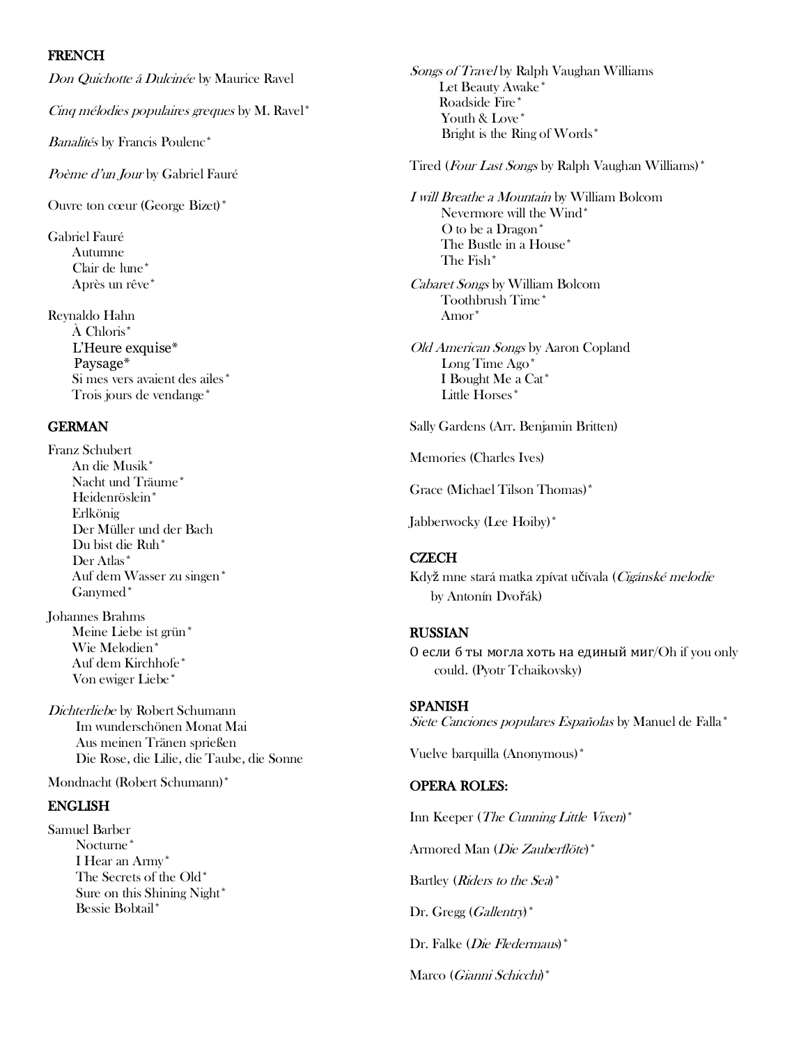## FRENCH

*Don Quichotte å Dulcinée* by Maurice Ravel

*Cinq mélodies populaires greques* by M. Ravel*

*Banalités* by Francis Poulenc*

*Poème d'un Jour* by Gabriel Fauré

Ouvre ton cœur (George Bizet)*

Gabriel Fauré
- Autumne
- Clair de lune*
- Après un rêve*

Reynaldo Hahn
- À Chloris*
- L'Heure exquise*
- Paysage*
- Si mes vers avaient des ailes*
- Trois jours de vendange*

## GERMAN

Franz Schubert
- An die Musik*
- Nacht und Träume*
- Heidenröslein*
- Erlkönig
- Der Müller und der Bach
- Du bist die Ruh*
- Der Atlas*
- Auf dem Wasser zu singen*
- Ganymed*

Johannes Brahms
- Meine Liebe ist grün*
- Wie Melodien*
- Auf dem Kirchhofe*
- Von ewiger Liebe*

*Dichterliebe* by Robert Schumann
- Im wunderschönen Monat Mai
- Aus meinen Tränen sprießen
- Die Rose, die Lilie, die Taube, die Sonne

Mondnacht (Robert Schumann)*

## ENGLISH

Samuel Barber
- Nocturne*
- I Hear an Army*
- The Secrets of the Old*
- Sure on this Shining Night*
- Bessie Bobtail*

*Songs of Travel* by Ralph Vaughan Williams
- Let Beauty Awake*
- Roadside Fire*
- Youth & Love*
- Bright is the Ring of Words*

Tired (*Four Last Songs* by Ralph Vaughan Williams)*

*I will Breathe a Mountain* by William Bolcom
- Nevermore will the Wind*
- O to be a Dragon*
- The Bustle in a House*
- The Fish*

*Cabaret Songs* by William Bolcom
- Toothbrush Time*
- Amor*

*Old American Songs* by Aaron Copland
- Long Time Ago*
- I Bought Me a Cat*
- Little Horses*

Sally Gardens (Arr. Benjamin Britten)

Memories (Charles Ives)

Grace (Michael Tilson Thomas)*

Jabberwocky (Lee Hoiby)*

## CZECH

Když mne stará matka zpívat učívala (*Cigánské melodie* by Antonín Dvořák)

## RUSSIAN

О если б ты могла хоть на единый миг/Oh if you only could. (Pyotr Tchaikovsky)

## SPANISH

*Siete Canciones populares Españolas* by Manuel de Falla*

Vuelve barquilla (Anonymous)*

## OPERA ROLES:

Inn Keeper (*The Cunning Little Vixen*)*

Armored Man (*Die Zauberflöte*)*

Bartley (*Riders to the Sea*)*

Dr. Gregg (*Gallentry*)*

Dr. Falke (*Die Fledermaus*)*

Marco (*Gianni Schicchi*)*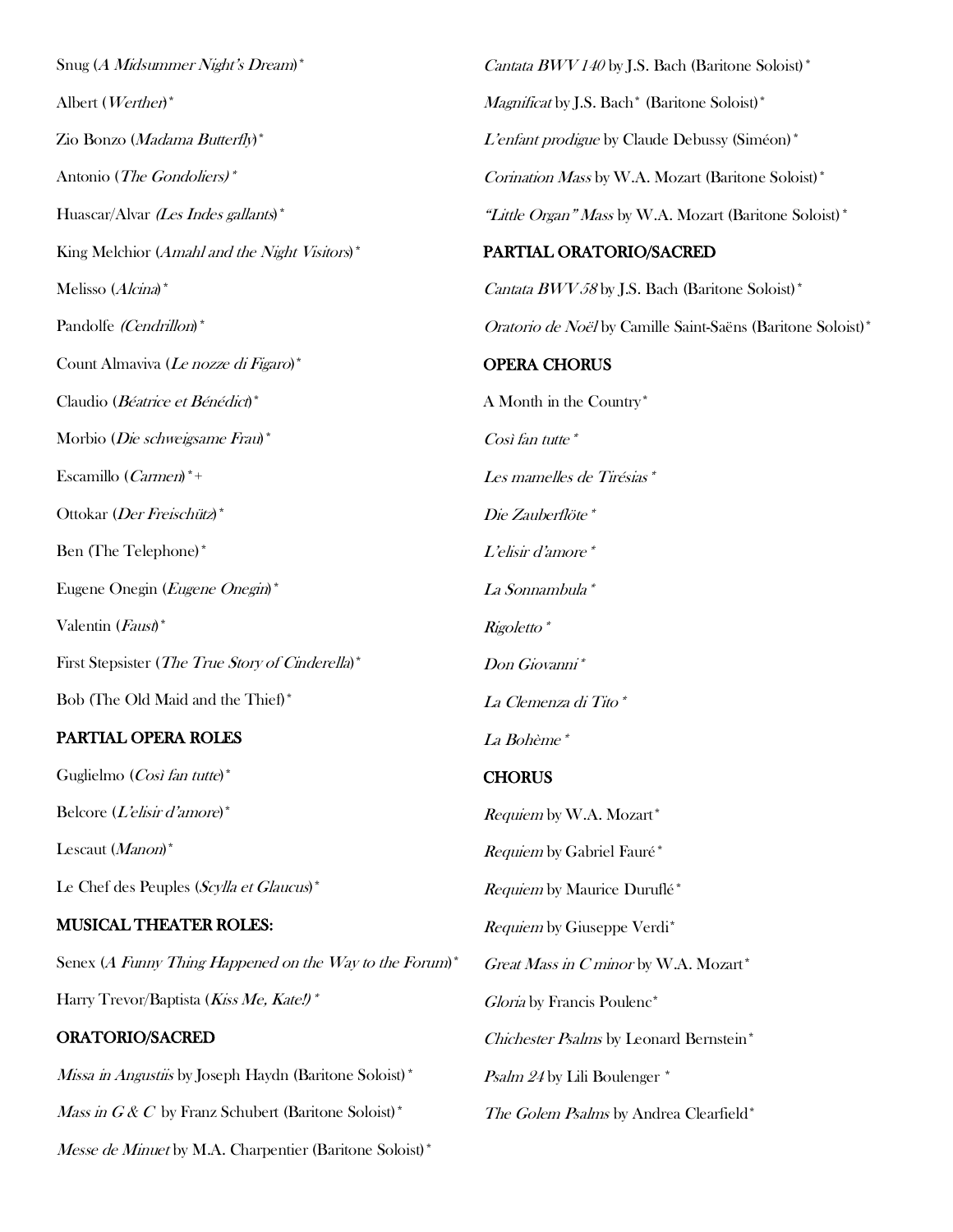Snug (*A Midsummer Night's Dream*)*

Albert (*Werther*)*

Zio Bonzo (*Madama Butterfly*)*

Antonio (*The Gondoliers)* *

Huascar/Alvar *(Les Indes gallants*)*

King Melchior (*Amahl and the Night Visitors*)*

Melisso (*Alcina*)*

Pandolfe *(Cendrillon*)*

Count Almaviva (*Le nozze di Figaro*)*

Claudio (*Béatrice et Bénédict*)*

Morbio (*Die schweigsame Frau*)*

Escamillo (*Carmen*)*+

Ottokar (*Der Freischütz*)*

Ben (The Telephone)*

Eugene Onegin (*Eugene Onegin*)*

Valentin (*Faust*)*

First Stepsister (*The True Story of Cinderella*)*

Bob (The Old Maid and the Thief)*

**PARTIAL OPERA ROLES**

Guglielmo (*Così fan tutte*)*

Belcore (*L'elisir d'amore*)*

Lescaut (*Manon*)*

Le Chef des Peuples (*Scylla et Glaucus*)*

**MUSICAL THEATER ROLES:**

Senex (*A Funny Thing Happened on the Way to the Forum*)*

Harry Trevor/Baptista (*Kiss Me, Kate!)* *

**ORATORIO/SACRED**

*Missa in Angustiis* by Joseph Haydn (Baritone Soloist)*

*Mass in G & C* by Franz Schubert (Baritone Soloist)*

*Messe de Minuet* by M.A. Charpentier (Baritone Soloist)*

*Cantata BWV 140* by J.S. Bach (Baritone Soloist)*

*Magnificat* by J.S. Bach* (Baritone Soloist)*

*L'enfant prodigue* by Claude Debussy (Siméon)*

*Corination Mass* by W.A. Mozart (Baritone Soloist)*

*"Little Organ" Mass* by W.A. Mozart (Baritone Soloist)*

**PARTIAL ORATORIO/SACRED**

*Cantata BWV 58* by J.S. Bach (Baritone Soloist)*

*Oratorio de Noël* by Camille Saint-Saëns (Baritone Soloist)*

**OPERA CHORUS**

A Month in the Country*

*Così fan tutte* *

*Les mamelles de Tirésias* *

*Die Zauberflöte* *

*L'elisir d'amore* *

*La Sonnambula* *

*Rigoletto* *

*Don Giovanni* *

*La Clemenza di Tito* *

*La Bohème* *

**CHORUS**

*Requiem* by W.A. Mozart*

*Requiem* by Gabriel Fauré*

*Requiem* by Maurice Duruflé*

*Requiem* by Giuseppe Verdi*

*Great Mass in C minor* by W.A. Mozart*

*Gloria* by Francis Poulenc*

*Chichester Psalms* by Leonard Bernstein*

*Psalm 24* by Lili Boulenger *

*The Golem Psalms* by Andrea Clearfield*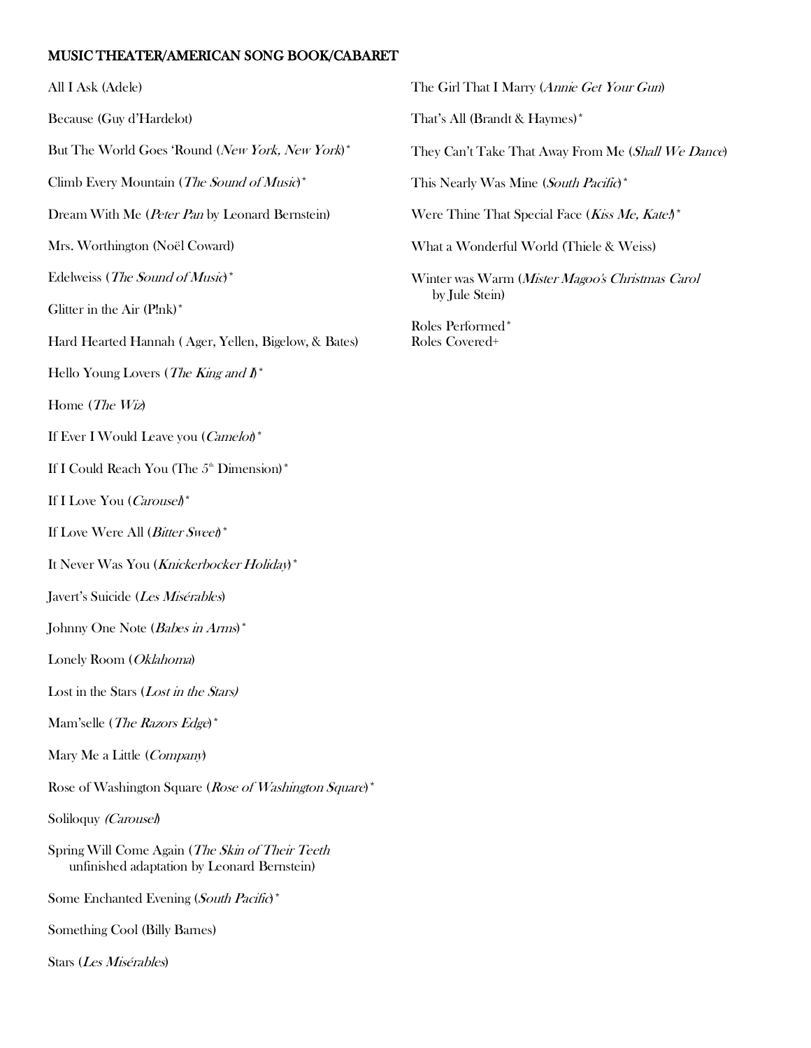**MUSIC THEATER/AMERICAN SONG BOOK/CABARET**

All I Ask (Adele)

Because (Guy d'Hardelot)

But The World Goes 'Round (*New York, New York*)*

Climb Every Mountain (*The Sound of Music*)*

Dream With Me (*Peter Pan* by Leonard Bernstein)

Mrs. Worthington (Noël Coward)

Edelweiss (*The Sound of Music*)*

Glitter in the Air (P!nk)*

Hard Hearted Hannah ( Ager, Yellen, Bigelow, & Bates)

Hello Young Lovers (*The King and I*)*

Home (*The Wiz*)

If Ever I Would Leave you (*Camelot*)*

If I Could Reach You (The 5th Dimension)*

If I Love You (*Carousel*)*

If Love Were All (*Bitter Sweet*)*

It Never Was You (*Knickerbocker Holiday*)*

Javert's Suicide (*Les Misérables*)

Johnny One Note (*Babes in Arms*)*

Lonely Room (*Oklahoma*)

Lost in the Stars (*Lost in the Stars)*

Mam'selle (*The Razors Edge*)*

Mary Me a Little (*Company*)

Rose of Washington Square (*Rose of Washington Square*)*

Soliloquy *(Carousel*)

Spring Will Come Again (*The Skin of Their Teeth* unfinished adaptation by Leonard Bernstein)

Some Enchanted Evening (*South Pacific*)*

Something Cool (Billy Barnes)

Stars (*Les Misérables*)

The Girl That I Marry (*Annie Get Your Gun*)

That's All (Brandt & Haymes)*

They Can't Take That Away From Me (*Shall We Dance*)

This Nearly Was Mine (*South Pacific*)*

Were Thine That Special Face (*Kiss Me, Kate!*)*

What a Wonderful World (Thiele & Weiss)

Winter was Warm (*Mister Magoo's Christmas Carol* by Jule Stein)

Roles Performed*
Roles Covered+